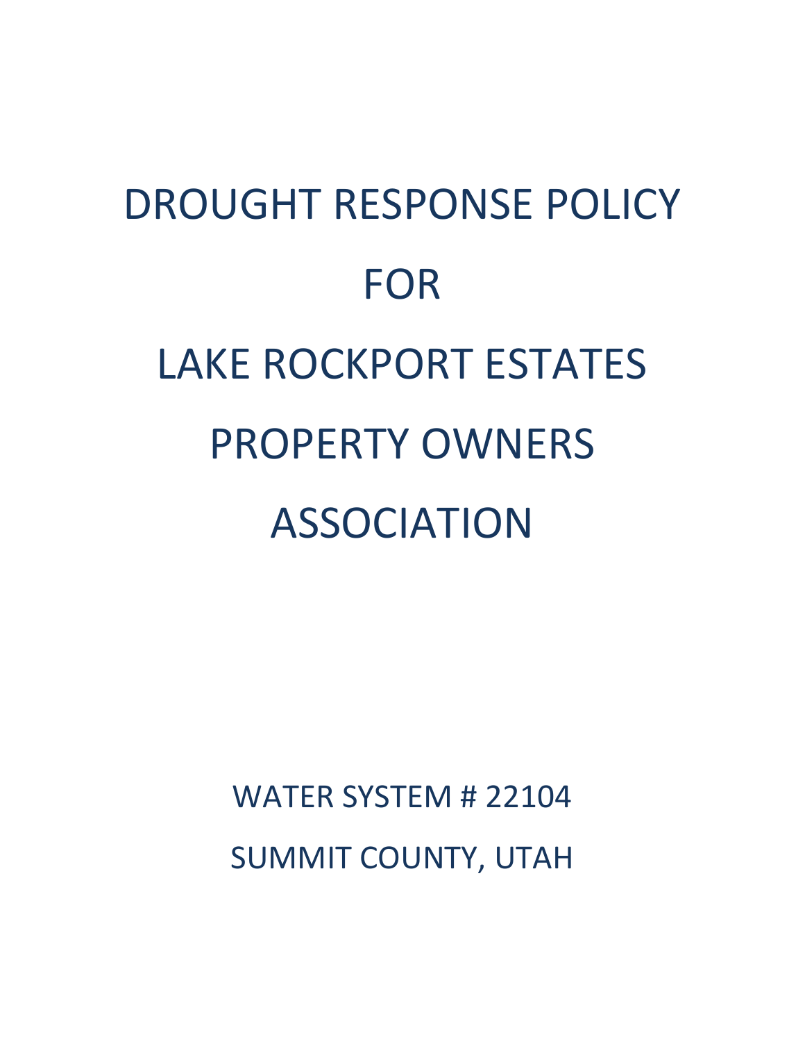# DROUGHT RESPONSE POLICY

# FOR

# LAKE ROCKPORT ESTATES

# PROPERTY OWNERS

# ASSOCIATION

WATER SYSTEM # 22104

SUMMIT COUNTY, UTAH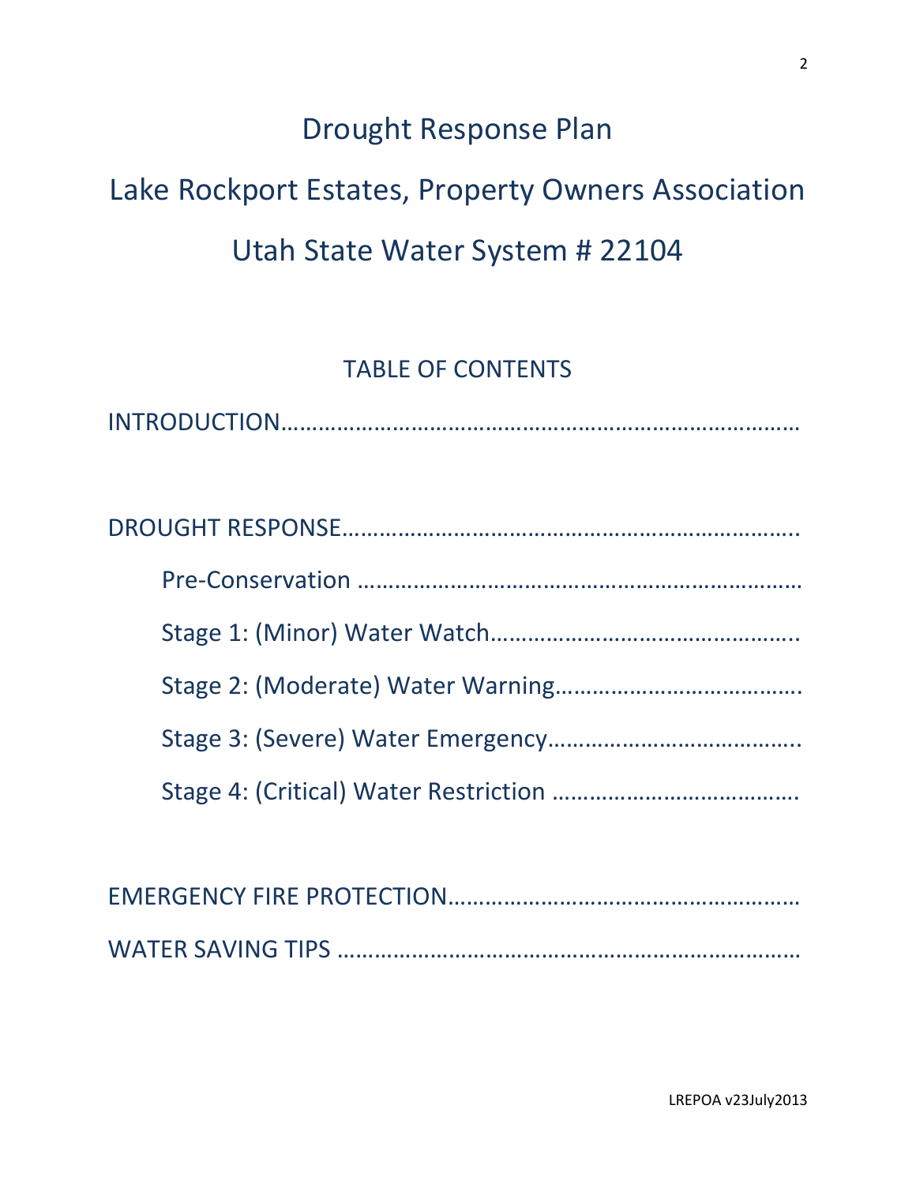# Drought Response Plan

# Lake Rockport Estates, Property Owners Association

# Utah State Water System # 22104

## TABLE OF CONTENTS

INTRODUCTION………………………………………………………………………

DROUGHT RESPONSE………………………………………………………………..

- Pre-Conservation ……………………………………………………………
- Stage 1: (Minor) Water Watch………………………………………..
- Stage 2: (Moderate) Water Warning……………………………….
- Stage 3: (Severe) Water Emergency………………………………..
- Stage 4: (Critical) Water Restriction ……………………………….

EMERGENCY FIRE PROTECTION………………………………………………

WATER SAVING TIPS …………………………………………………………………

LREPOA v23July2013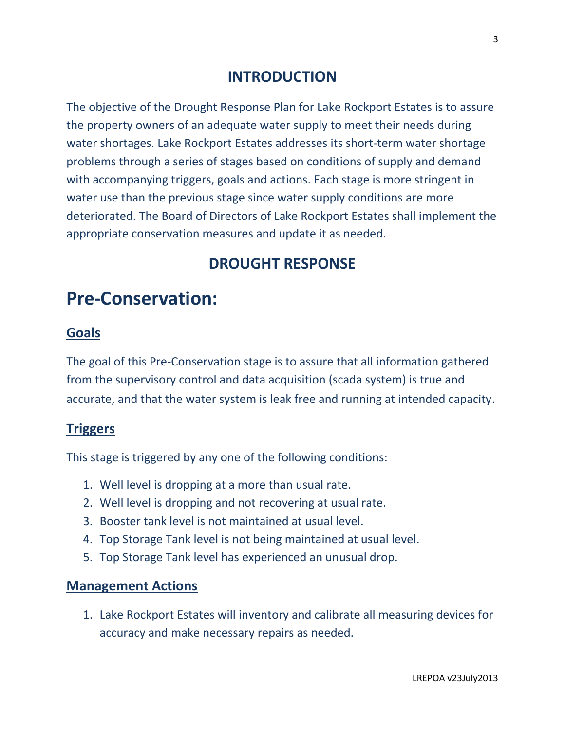## INTRODUCTION

The objective of the Drought Response Plan for Lake Rockport Estates is to assure the property owners of an adequate water supply to meet their needs during water shortages. Lake Rockport Estates addresses its short-term water shortage problems through a series of stages based on conditions of supply and demand with accompanying triggers, goals and actions. Each stage is more stringent in water use than the previous stage since water supply conditions are more deteriorated. The Board of Directors of Lake Rockport Estates shall implement the appropriate conservation measures and update it as needed.

## DROUGHT RESPONSE

# Pre-Conservation:

### Goals

The goal of this Pre-Conservation stage is to assure that all information gathered from the supervisory control and data acquisition (scada system) is true and accurate, and that the water system is leak free and running at intended capacity.

### Triggers

This stage is triggered by any one of the following conditions:

1. Well level is dropping at a more than usual rate.
2. Well level is dropping and not recovering at usual rate.
3. Booster tank level is not maintained at usual level.
4. Top Storage Tank level is not being maintained at usual level.
5. Top Storage Tank level has experienced an unusual drop.

### Management Actions

1. Lake Rockport Estates will inventory and calibrate all measuring devices for accuracy and make necessary repairs as needed.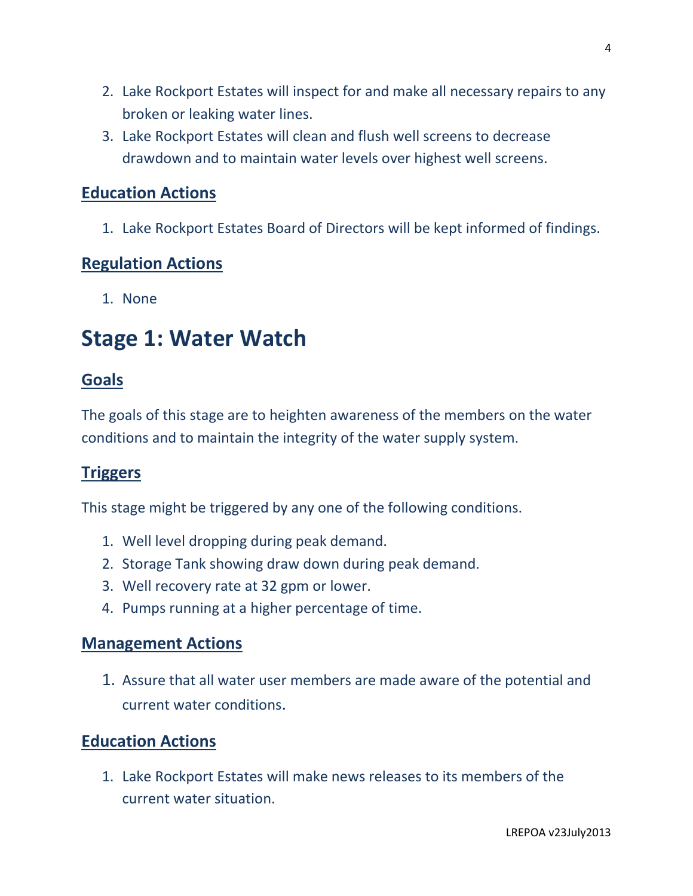2. Lake Rockport Estates will inspect for and make all necessary repairs to any broken or leaking water lines.
3. Lake Rockport Estates will clean and flush well screens to decrease drawdown and to maintain water levels over highest well screens.

## Education Actions

1. Lake Rockport Estates Board of Directors will be kept informed of findings.

## Regulation Actions

1. None

# Stage 1: Water Watch

## Goals

The goals of this stage are to heighten awareness of the members on the water conditions and to maintain the integrity of the water supply system.

## Triggers

This stage might be triggered by any one of the following conditions.

1. Well level dropping during peak demand.
2. Storage Tank showing draw down during peak demand.
3. Well recovery rate at 32 gpm or lower.
4. Pumps running at a higher percentage of time.

## Management Actions

1. Assure that all water user members are made aware of the potential and current water conditions.

## Education Actions

1. Lake Rockport Estates will make news releases to its members of the current water situation.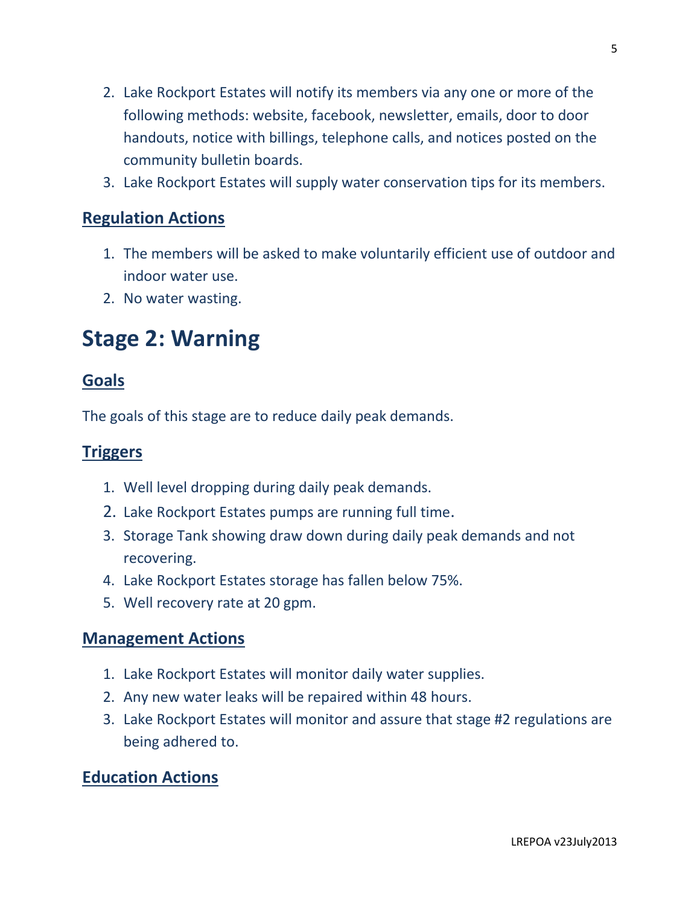2. Lake Rockport Estates will notify its members via any one or more of the following methods: website, facebook, newsletter, emails, door to door handouts, notice with billings, telephone calls, and notices posted on the community bulletin boards.
3. Lake Rockport Estates will supply water conservation tips for its members.

## Regulation Actions

1. The members will be asked to make voluntarily efficient use of outdoor and indoor water use.
2. No water wasting.

# Stage 2: Warning

## Goals

The goals of this stage are to reduce daily peak demands.

## Triggers

1. Well level dropping during daily peak demands.
2. Lake Rockport Estates pumps are running full time.
3. Storage Tank showing draw down during daily peak demands and not recovering.
4. Lake Rockport Estates storage has fallen below 75%.
5. Well recovery rate at 20 gpm.

## Management Actions

1. Lake Rockport Estates will monitor daily water supplies.
2. Any new water leaks will be repaired within 48 hours.
3. Lake Rockport Estates will monitor and assure that stage #2 regulations are being adhered to.

## Education Actions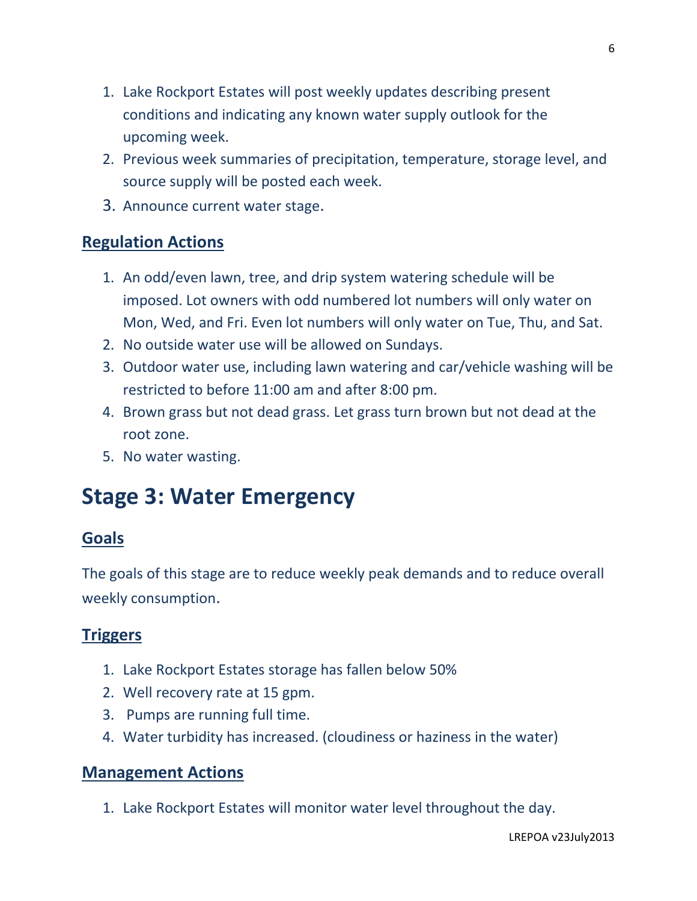1. Lake Rockport Estates will post weekly updates describing present conditions and indicating any known water supply outlook for the upcoming week.
2. Previous week summaries of precipitation, temperature, storage level, and source supply will be posted each week.
3. Announce current water stage.

## Regulation Actions

1. An odd/even lawn, tree, and drip system watering schedule will be imposed. Lot owners with odd numbered lot numbers will only water on Mon, Wed, and Fri. Even lot numbers will only water on Tue, Thu, and Sat.
2. No outside water use will be allowed on Sundays.
3. Outdoor water use, including lawn watering and car/vehicle washing will be restricted to before 11:00 am and after 8:00 pm.
4. Brown grass but not dead grass. Let grass turn brown but not dead at the root zone.
5. No water wasting.

# Stage 3: Water Emergency

## Goals

The goals of this stage are to reduce weekly peak demands and to reduce overall weekly consumption.

## Triggers

1. Lake Rockport Estates storage has fallen below 50%
2. Well recovery rate at 15 gpm.
3. Pumps are running full time.
4. Water turbidity has increased. (cloudiness or haziness in the water)

## Management Actions

1. Lake Rockport Estates will monitor water level throughout the day.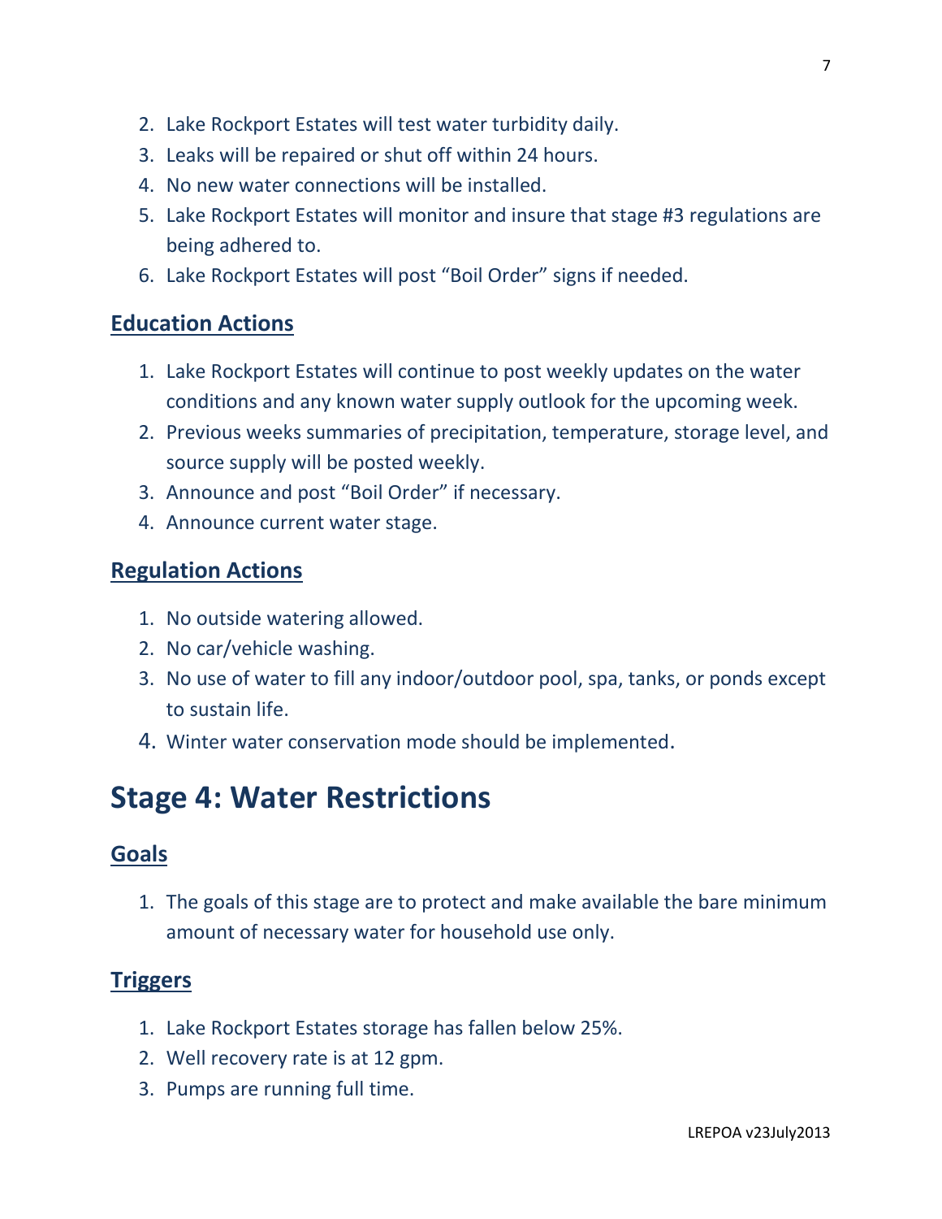2. Lake Rockport Estates will test water turbidity daily.
3. Leaks will be repaired or shut off within 24 hours.
4. No new water connections will be installed.
5. Lake Rockport Estates will monitor and insure that stage #3 regulations are being adhered to.
6. Lake Rockport Estates will post "Boil Order" signs if needed.

### Education Actions

1. Lake Rockport Estates will continue to post weekly updates on the water conditions and any known water supply outlook for the upcoming week.
2. Previous weeks summaries of precipitation, temperature, storage level, and source supply will be posted weekly.
3. Announce and post "Boil Order" if necessary.
4. Announce current water stage.

### Regulation Actions

1. No outside watering allowed.
2. No car/vehicle washing.
3. No use of water to fill any indoor/outdoor pool, spa, tanks, or ponds except to sustain life.
4. Winter water conservation mode should be implemented.

## Stage 4: Water Restrictions

### Goals

1. The goals of this stage are to protect and make available the bare minimum amount of necessary water for household use only.

### Triggers

1. Lake Rockport Estates storage has fallen below 25%.
2. Well recovery rate is at 12 gpm.
3. Pumps are running full time.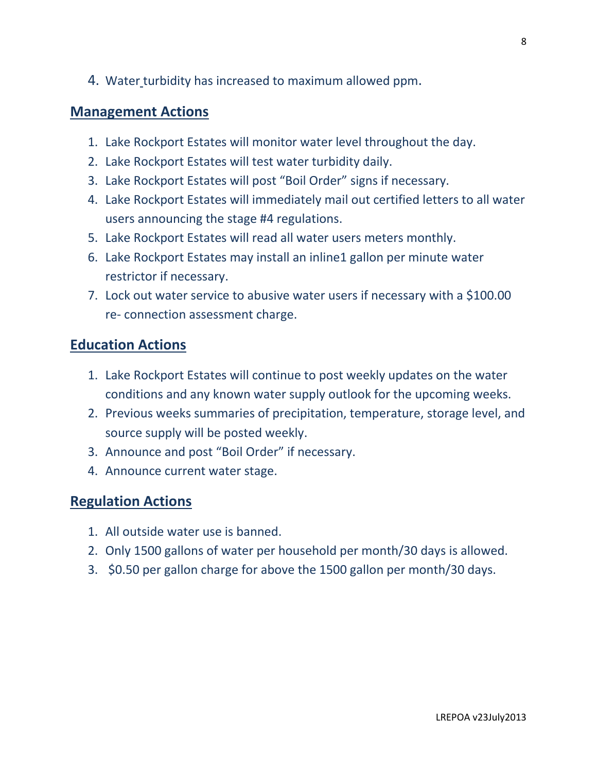4. Water turbidity has increased to maximum allowed ppm.

## Management Actions

1. Lake Rockport Estates will monitor water level throughout the day.
2. Lake Rockport Estates will test water turbidity daily.
3. Lake Rockport Estates will post "Boil Order" signs if necessary.
4. Lake Rockport Estates will immediately mail out certified letters to all water users announcing the stage #4 regulations.
5. Lake Rockport Estates will read all water users meters monthly.
6. Lake Rockport Estates may install an inline1 gallon per minute water restrictor if necessary.
7. Lock out water service to abusive water users if necessary with a $100.00 re- connection assessment charge.

## Education Actions

1. Lake Rockport Estates will continue to post weekly updates on the water conditions and any known water supply outlook for the upcoming weeks.
2. Previous weeks summaries of precipitation, temperature, storage level, and source supply will be posted weekly.
3. Announce and post "Boil Order" if necessary.
4. Announce current water stage.

## Regulation Actions

1. All outside water use is banned.
2. Only 1500 gallons of water per household per month/30 days is allowed.
3. $0.50 per gallon charge for above the 1500 gallon per month/30 days.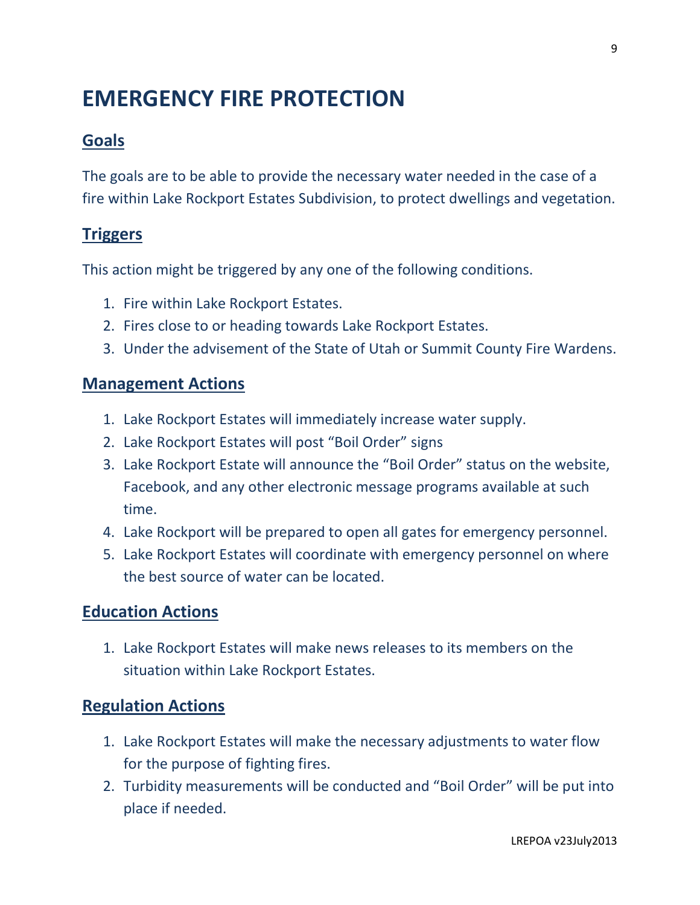# EMERGENCY FIRE PROTECTION

## Goals

The goals are to be able to provide the necessary water needed in the case of a fire within Lake Rockport Estates Subdivision, to protect dwellings and vegetation.

## Triggers

This action might be triggered by any one of the following conditions.

1. Fire within Lake Rockport Estates.
2. Fires close to or heading towards Lake Rockport Estates.
3. Under the advisement of the State of Utah or Summit County Fire Wardens.

## Management Actions

1. Lake Rockport Estates will immediately increase water supply.
2. Lake Rockport Estates will post "Boil Order" signs
3. Lake Rockport Estate will announce the "Boil Order" status on the website, Facebook, and any other electronic message programs available at such time.
4. Lake Rockport will be prepared to open all gates for emergency personnel.
5. Lake Rockport Estates will coordinate with emergency personnel on where the best source of water can be located.

## Education Actions

1. Lake Rockport Estates will make news releases to its members on the situation within Lake Rockport Estates.

## Regulation Actions

1. Lake Rockport Estates will make the necessary adjustments to water flow for the purpose of fighting fires.
2. Turbidity measurements will be conducted and "Boil Order" will be put into place if needed.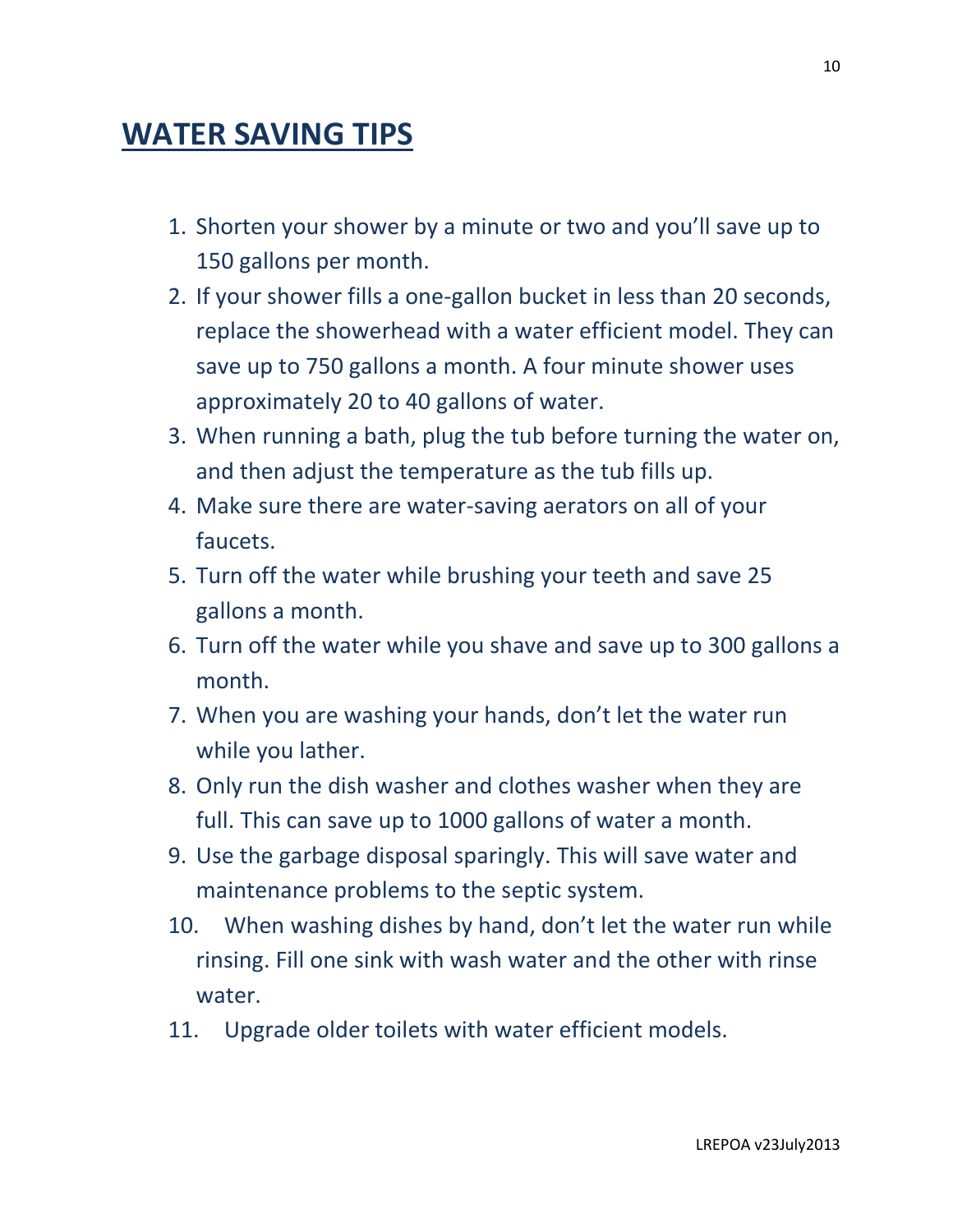# WATER SAVING TIPS

1. Shorten your shower by a minute or two and you'll save up to 150 gallons per month.
2. If your shower fills a one-gallon bucket in less than 20 seconds, replace the showerhead with a water efficient model. They can save up to 750 gallons a month. A four minute shower uses approximately 20 to 40 gallons of water.
3. When running a bath, plug the tub before turning the water on, and then adjust the temperature as the tub fills up.
4. Make sure there are water-saving aerators on all of your faucets.
5. Turn off the water while brushing your teeth and save 25 gallons a month.
6. Turn off the water while you shave and save up to 300 gallons a month.
7. When you are washing your hands, don't let the water run while you lather.
8. Only run the dish washer and clothes washer when they are full. This can save up to 1000 gallons of water a month.
9. Use the garbage disposal sparingly. This will save water and maintenance problems to the septic system.
10. When washing dishes by hand, don't let the water run while rinsing. Fill one sink with wash water and the other with rinse water.
11. Upgrade older toilets with water efficient models.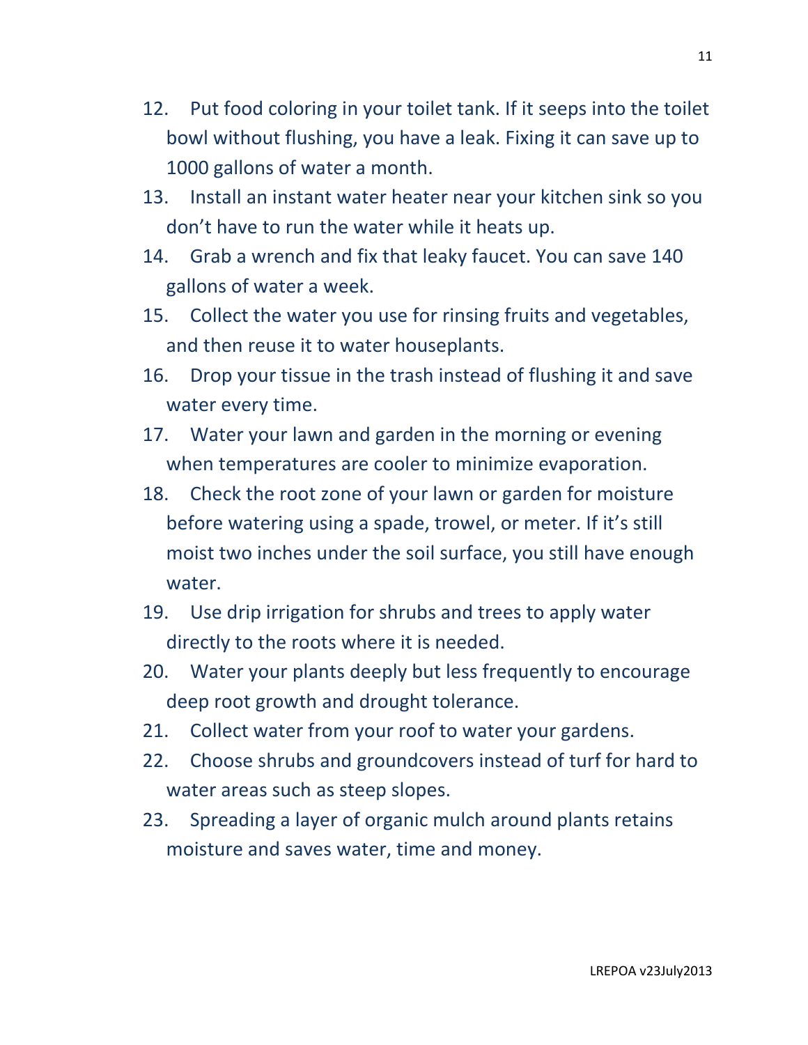12. Put food coloring in your toilet tank. If it seeps into the toilet bowl without flushing, you have a leak. Fixing it can save up to 1000 gallons of water a month.
13. Install an instant water heater near your kitchen sink so you don't have to run the water while it heats up.
14. Grab a wrench and fix that leaky faucet. You can save 140 gallons of water a week.
15. Collect the water you use for rinsing fruits and vegetables, and then reuse it to water houseplants.
16. Drop your tissue in the trash instead of flushing it and save water every time.
17. Water your lawn and garden in the morning or evening when temperatures are cooler to minimize evaporation.
18. Check the root zone of your lawn or garden for moisture before watering using a spade, trowel, or meter. If it's still moist two inches under the soil surface, you still have enough water.
19. Use drip irrigation for shrubs and trees to apply water directly to the roots where it is needed.
20. Water your plants deeply but less frequently to encourage deep root growth and drought tolerance.
21. Collect water from your roof to water your gardens.
22. Choose shrubs and groundcovers instead of turf for hard to water areas such as steep slopes.
23. Spreading a layer of organic mulch around plants retains moisture and saves water, time and money.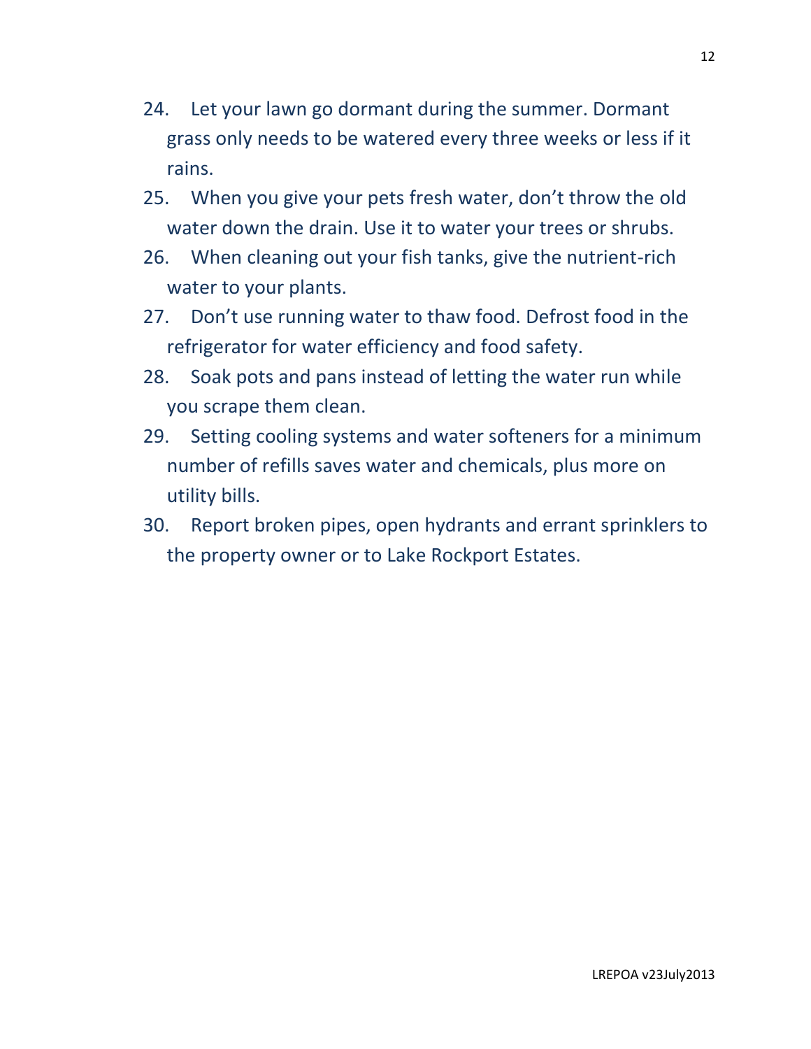24. Let your lawn go dormant during the summer. Dormant grass only needs to be watered every three weeks or less if it rains.
25. When you give your pets fresh water, don’t throw the old water down the drain. Use it to water your trees or shrubs.
26. When cleaning out your fish tanks, give the nutrient-rich water to your plants.
27. Don’t use running water to thaw food. Defrost food in the refrigerator for water efficiency and food safety.
28. Soak pots and pans instead of letting the water run while you scrape them clean.
29. Setting cooling systems and water softeners for a minimum number of refills saves water and chemicals, plus more on utility bills.
30. Report broken pipes, open hydrants and errant sprinklers to the property owner or to Lake Rockport Estates.